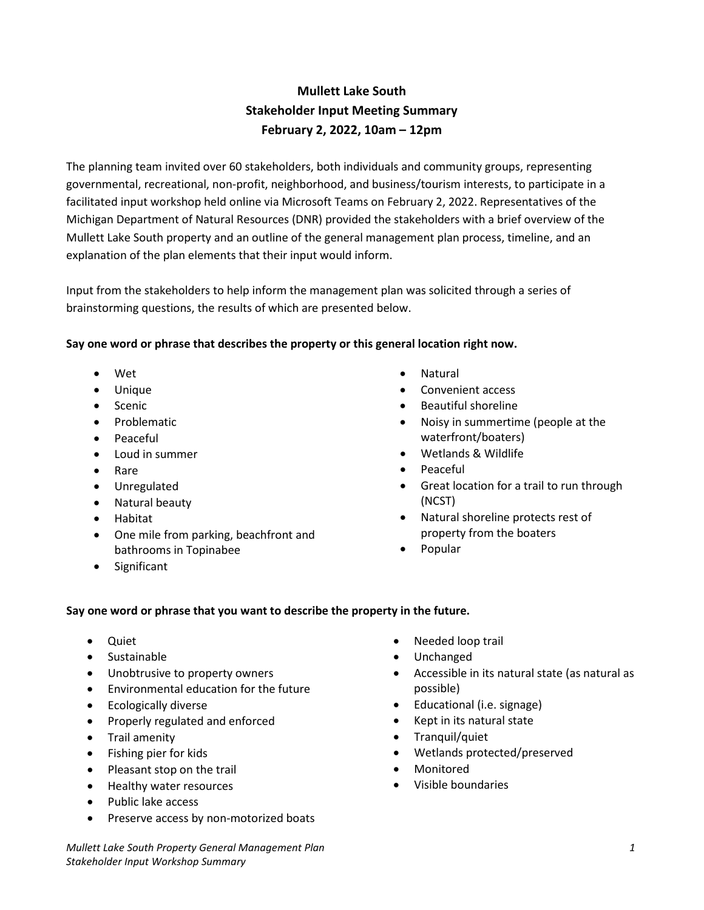# Mullett Lake South
## Stakeholder Input Meeting Summary
## February 2, 2022, 10am – 12pm

The planning team invited over 60 stakeholders, both individuals and community groups, representing governmental, recreational, non-profit, neighborhood, and business/tourism interests, to participate in a facilitated input workshop held online via Microsoft Teams on February 2, 2022. Representatives of the Michigan Department of Natural Resources (DNR) provided the stakeholders with a brief overview of the Mullett Lake South property and an outline of the general management plan process, timeline, and an explanation of the plan elements that their input would inform.

Input from the stakeholders to help inform the management plan was solicited through a series of brainstorming questions, the results of which are presented below.

**Say one word or phrase that describes the property or this general location right now.**

- Wet
- Unique
- Scenic
- Problematic
- Peaceful
- Loud in summer
- Rare
- Unregulated
- Natural beauty
- Habitat
- One mile from parking, beachfront and bathrooms in Topinabee
- Significant
- Natural
- Convenient access
- Beautiful shoreline
- Noisy in summertime (people at the waterfront/boaters)
- Wetlands & Wildlife
- Peaceful
- Great location for a trail to run through (NCST)
- Natural shoreline protects rest of property from the boaters
- Popular

**Say one word or phrase that you want to describe the property in the future.**

- Quiet
- Sustainable
- Unobtrusive to property owners
- Environmental education for the future
- Ecologically diverse
- Properly regulated and enforced
- Trail amenity
- Fishing pier for kids
- Pleasant stop on the trail
- Healthy water resources
- Public lake access
- Preserve access by non-motorized boats
- Needed loop trail
- Unchanged
- Accessible in its natural state (as natural as possible)
- Educational (i.e. signage)
- Kept in its natural state
- Tranquil/quiet
- Wetlands protected/preserved
- Monitored
- Visible boundaries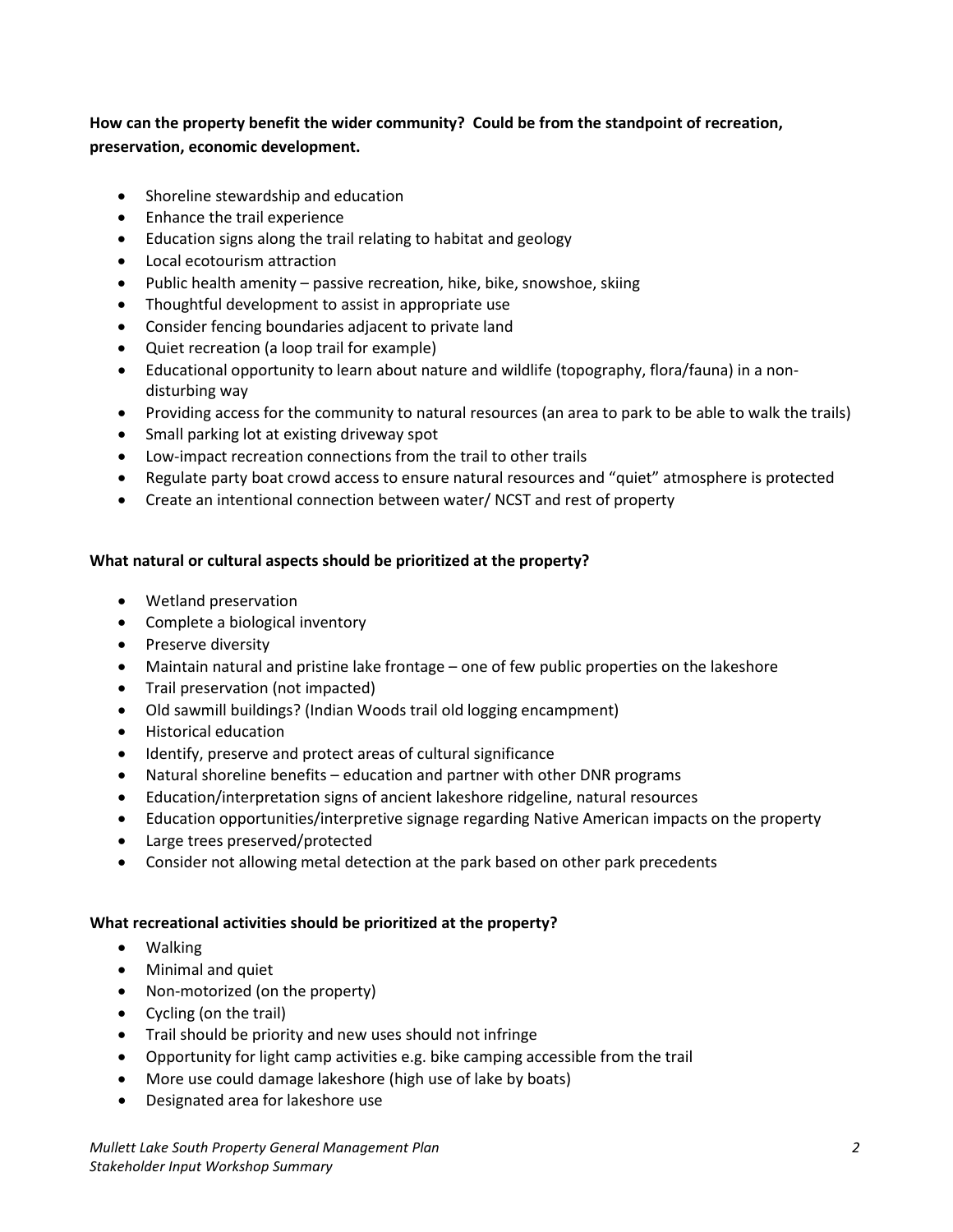**How can the property benefit the wider community? Could be from the standpoint of recreation, preservation, economic development.**

- Shoreline stewardship and education
- Enhance the trail experience
- Education signs along the trail relating to habitat and geology
- Local ecotourism attraction
- Public health amenity – passive recreation, hike, bike, snowshoe, skiing
- Thoughtful development to assist in appropriate use
- Consider fencing boundaries adjacent to private land
- Quiet recreation (a loop trail for example)
- Educational opportunity to learn about nature and wildlife (topography, flora/fauna) in a non-disturbing way
- Providing access for the community to natural resources (an area to park to be able to walk the trails)
- Small parking lot at existing driveway spot
- Low-impact recreation connections from the trail to other trails
- Regulate party boat crowd access to ensure natural resources and "quiet" atmosphere is protected
- Create an intentional connection between water/ NCST and rest of property

**What natural or cultural aspects should be prioritized at the property?**

- Wetland preservation
- Complete a biological inventory
- Preserve diversity
- Maintain natural and pristine lake frontage – one of few public properties on the lakeshore
- Trail preservation (not impacted)
- Old sawmill buildings? (Indian Woods trail old logging encampment)
- Historical education
- Identify, preserve and protect areas of cultural significance
- Natural shoreline benefits – education and partner with other DNR programs
- Education/interpretation signs of ancient lakeshore ridgeline, natural resources
- Education opportunities/interpretive signage regarding Native American impacts on the property
- Large trees preserved/protected
- Consider not allowing metal detection at the park based on other park precedents

**What recreational activities should be prioritized at the property?**

- Walking
- Minimal and quiet
- Non-motorized (on the property)
- Cycling (on the trail)
- Trail should be priority and new uses should not infringe
- Opportunity for light camp activities e.g. bike camping accessible from the trail
- More use could damage lakeshore (high use of lake by boats)
- Designated area for lakeshore use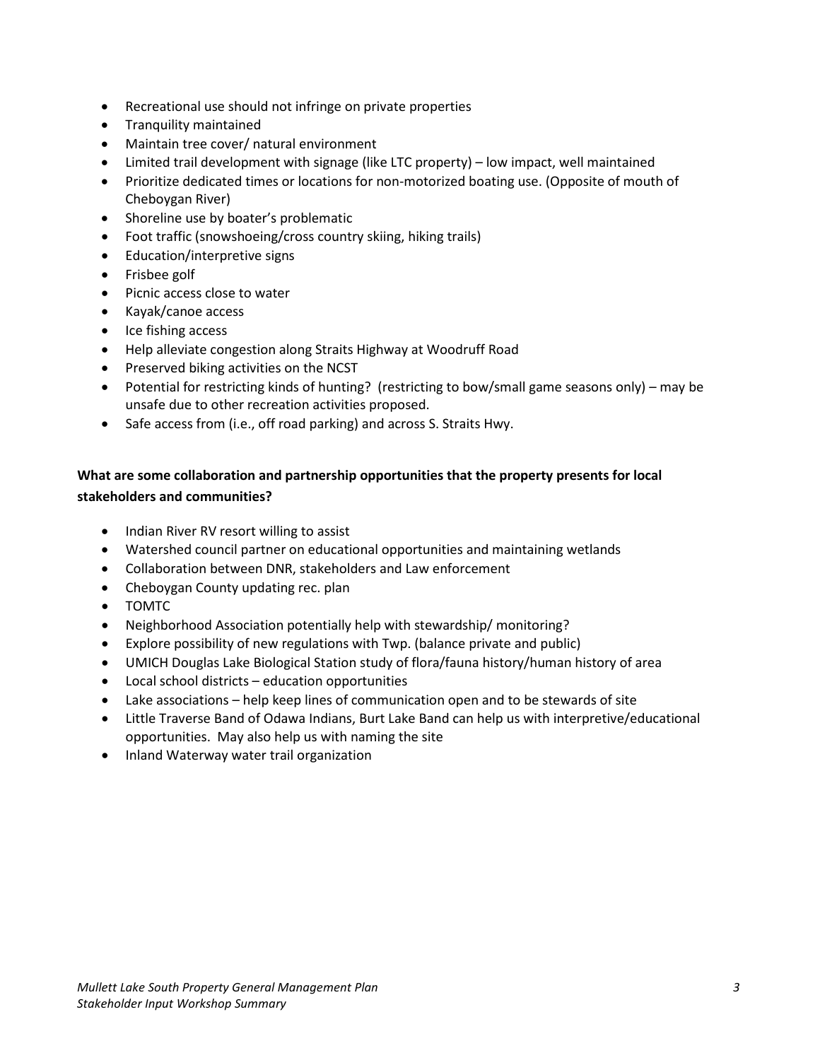- Recreational use should not infringe on private properties
- Tranquility maintained
- Maintain tree cover/ natural environment
- Limited trail development with signage (like LTC property) – low impact, well maintained
- Prioritize dedicated times or locations for non-motorized boating use. (Opposite of mouth of Cheboygan River)
- Shoreline use by boater's problematic
- Foot traffic (snowshoeing/cross country skiing, hiking trails)
- Education/interpretive signs
- Frisbee golf
- Picnic access close to water
- Kayak/canoe access
- Ice fishing access
- Help alleviate congestion along Straits Highway at Woodruff Road
- Preserved biking activities on the NCST
- Potential for restricting kinds of hunting? (restricting to bow/small game seasons only) – may be unsafe due to other recreation activities proposed.
- Safe access from (i.e., off road parking) and across S. Straits Hwy.

**What are some collaboration and partnership opportunities that the property presents for local stakeholders and communities?**

- Indian River RV resort willing to assist
- Watershed council partner on educational opportunities and maintaining wetlands
- Collaboration between DNR, stakeholders and Law enforcement
- Cheboygan County updating rec. plan
- TOMTC
- Neighborhood Association potentially help with stewardship/ monitoring?
- Explore possibility of new regulations with Twp. (balance private and public)
- UMICH Douglas Lake Biological Station study of flora/fauna history/human history of area
- Local school districts – education opportunities
- Lake associations – help keep lines of communication open and to be stewards of site
- Little Traverse Band of Odawa Indians, Burt Lake Band can help us with interpretive/educational opportunities. May also help us with naming the site
- Inland Waterway water trail organization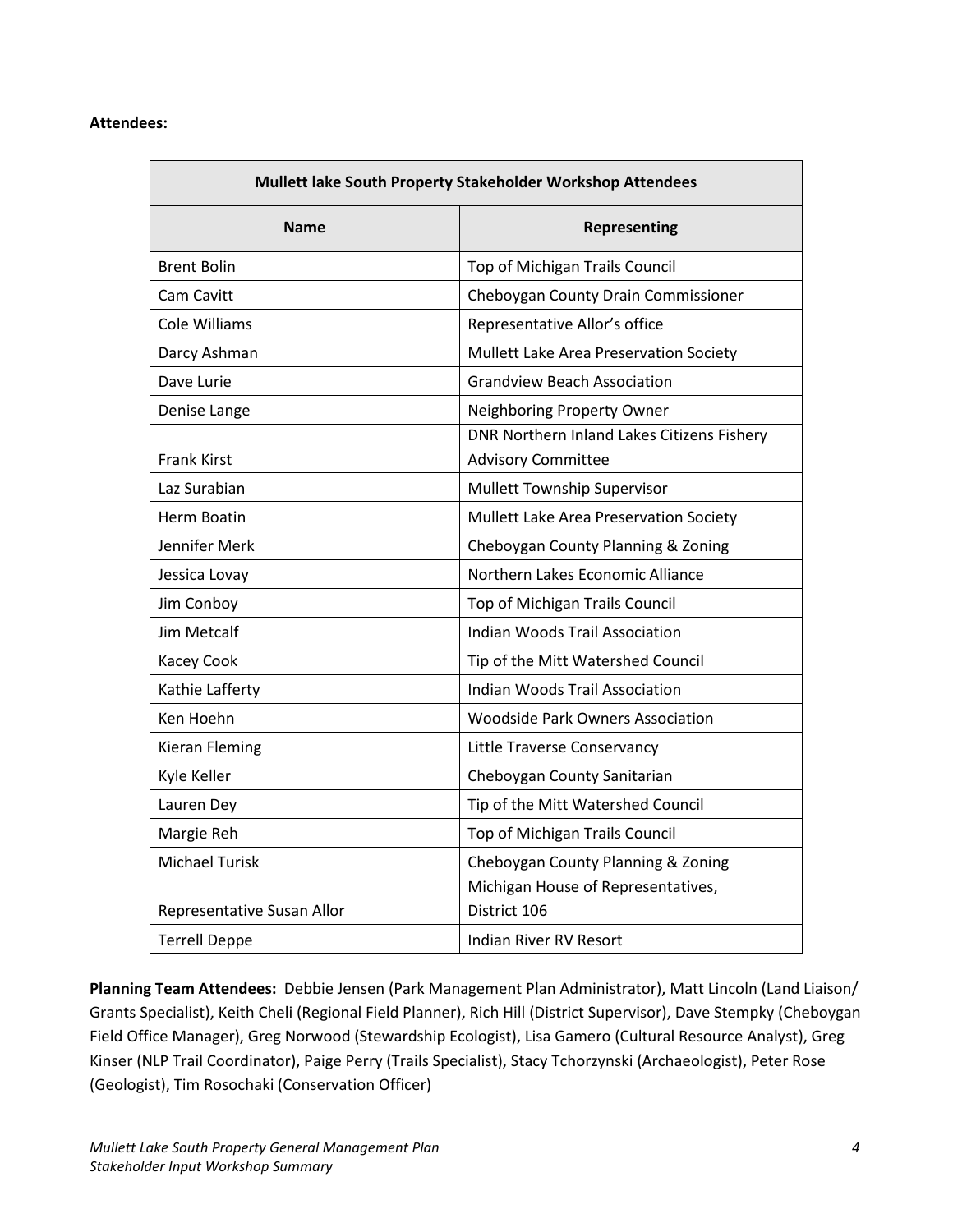**Attendees:**

| Mullett lake South Property Stakeholder Workshop Attendees | |
|---|---|
| **Name** | **Representing** |
| Brent Bolin | Top of Michigan Trails Council |
| Cam Cavitt | Cheboygan County Drain Commissioner |
| Cole Williams | Representative Allor's office |
| Darcy Ashman | Mullett Lake Area Preservation Society |
| Dave Lurie | Grandview Beach Association |
| Denise Lange | Neighboring Property Owner |
| Frank Kirst | DNR Northern Inland Lakes Citizens Fishery Advisory Committee |
| Laz Surabian | Mullett Township Supervisor |
| Herm Boatin | Mullett Lake Area Preservation Society |
| Jennifer Merk | Cheboygan County Planning & Zoning |
| Jessica Lovay | Northern Lakes Economic Alliance |
| Jim Conboy | Top of Michigan Trails Council |
| Jim Metcalf | Indian Woods Trail Association |
| Kacey Cook | Tip of the Mitt Watershed Council |
| Kathie Lafferty | Indian Woods Trail Association |
| Ken Hoehn | Woodside Park Owners Association |
| Kieran Fleming | Little Traverse Conservancy |
| Kyle Keller | Cheboygan County Sanitarian |
| Lauren Dey | Tip of the Mitt Watershed Council |
| Margie Reh | Top of Michigan Trails Council |
| Michael Turisk | Cheboygan County Planning & Zoning |
| Representative Susan Allor | Michigan House of Representatives, District 106 |
| Terrell Deppe | Indian River RV Resort |

**Planning Team Attendees:** Debbie Jensen (Park Management Plan Administrator), Matt Lincoln (Land Liaison/ Grants Specialist), Keith Cheli (Regional Field Planner), Rich Hill (District Supervisor), Dave Stempky (Cheboygan Field Office Manager), Greg Norwood (Stewardship Ecologist), Lisa Gamero (Cultural Resource Analyst), Greg Kinser (NLP Trail Coordinator), Paige Perry (Trails Specialist), Stacy Tchorzynski (Archaeologist), Peter Rose (Geologist), Tim Rosochaki (Conservation Officer)